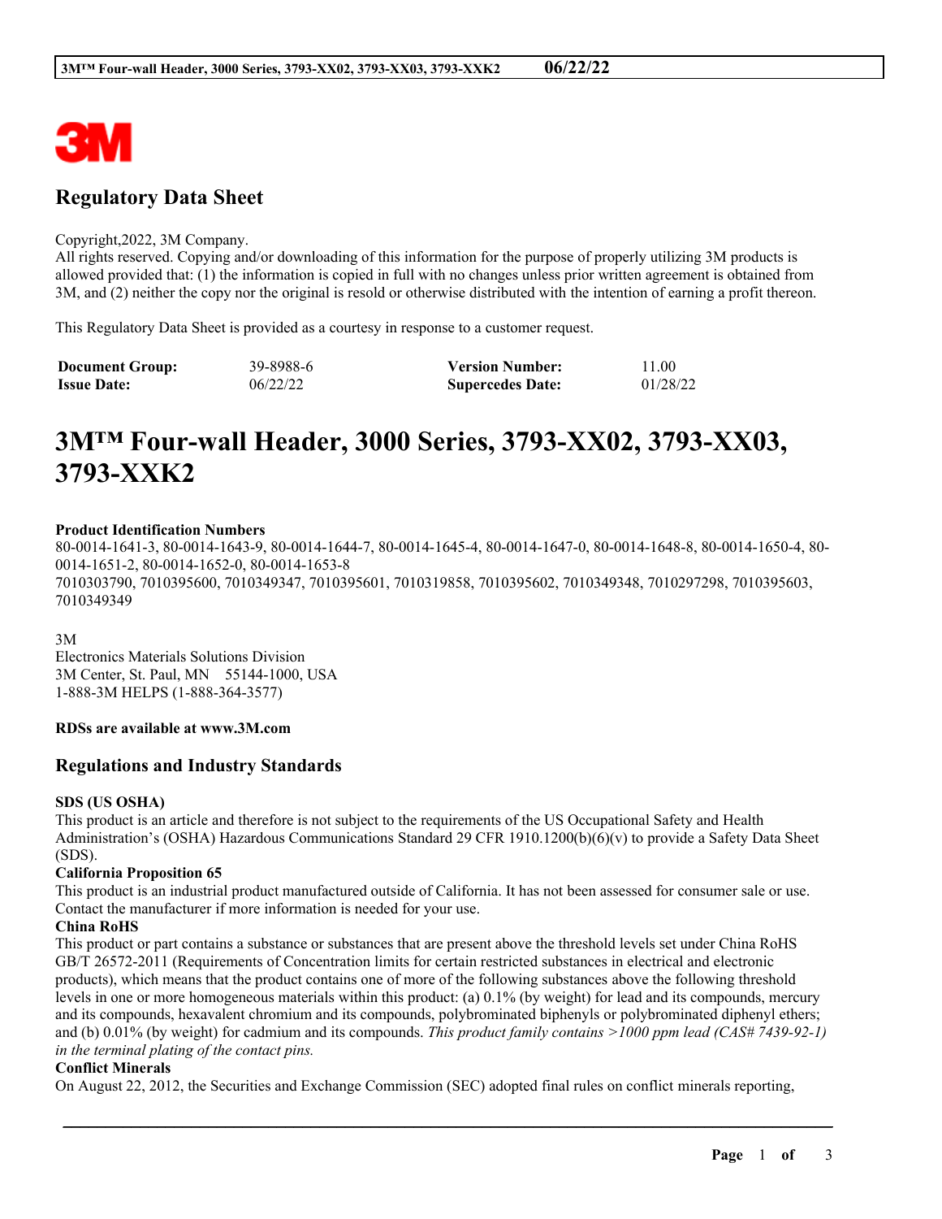# Regulatory Data Sheet

Copyright,2022, 3M Company.
All rights reserved. Copying and/or downloading of this information for the purpose of properly utilizing 3M products is allowed provided that: (1) the information is copied in full with no changes unless prior written agreement is obtained from 3M, and (2) neither the copy nor the original is resold or otherwise distributed with the intention of earning a profit thereon.

This Regulatory Data Sheet is provided as a courtesy in response to a customer request.

| **Document Group:** | 39-8988-6 | **Version Number:** | 11.00 |
|---|---|---|---|
| **Issue Date:** | 06/22/22 | **Supercedes Date:** | 01/28/22 |

# 3M™ Four-wall Header, 3000 Series, 3793-XX02, 3793-XX03, 3793-XXK2

**Product Identification Numbers**
80-0014-1641-3, 80-0014-1643-9, 80-0014-1644-7, 80-0014-1645-4, 80-0014-1647-0, 80-0014-1648-8, 80-0014-1650-4, 80-0014-1651-2, 80-0014-1652-0, 80-0014-1653-8
7010303790, 7010395600, 7010349347, 7010395601, 7010319858, 7010395602, 7010349348, 7010297298, 7010395603, 7010349349

3M
Electronics Materials Solutions Division
3M Center, St. Paul, MN 55144-1000, USA
1-888-3M HELPS (1-888-364-3577)

**RDSs are available at www.3M.com**

## Regulations and Industry Standards

**SDS (US OSHA)**
This product is an article and therefore is not subject to the requirements of the US Occupational Safety and Health Administration's (OSHA) Hazardous Communications Standard 29 CFR 1910.1200(b)(6)(v) to provide a Safety Data Sheet (SDS).

**California Proposition 65**
This product is an industrial product manufactured outside of California. It has not been assessed for consumer sale or use. Contact the manufacturer if more information is needed for your use.

**China RoHS**
This product or part contains a substance or substances that are present above the threshold levels set under China RoHS GB/T 26572-2011 (Requirements of Concentration limits for certain restricted substances in electrical and electronic products), which means that the product contains one of more of the following substances above the following threshold levels in one or more homogeneous materials within this product: (a) 0.1% (by weight) for lead and its compounds, mercury and its compounds, hexavalent chromium and its compounds, polybrominated biphenyls or polybrominated diphenyl ethers; and (b) 0.01% (by weight) for cadmium and its compounds. *This product family contains >1000 ppm lead (CAS# 7439-92-1) in the terminal plating of the contact pins.*

**Conflict Minerals**
On August 22, 2012, the Securities and Exchange Commission (SEC) adopted final rules on conflict minerals reporting,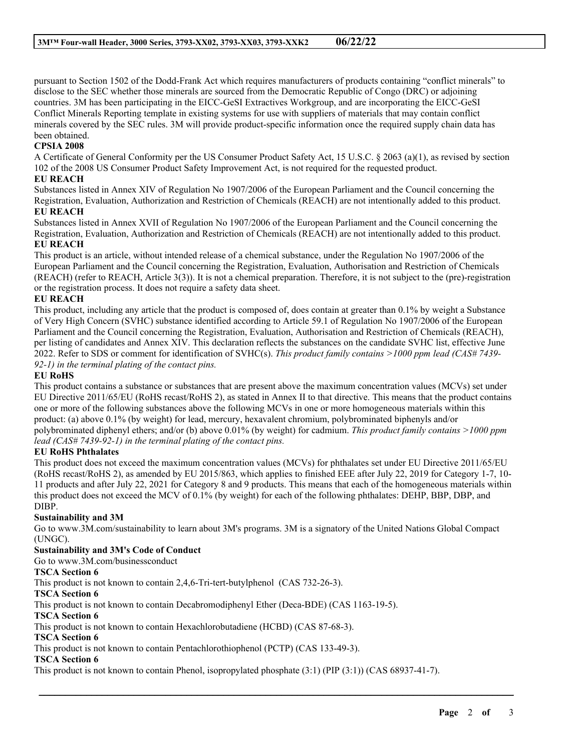pursuant to Section 1502 of the Dodd-Frank Act which requires manufacturers of products containing "conflict minerals" to disclose to the SEC whether those minerals are sourced from the Democratic Republic of Congo (DRC) or adjoining countries. 3M has been participating in the EICC-GeSI Extractives Workgroup, and are incorporating the EICC-GeSI Conflict Minerals Reporting template in existing systems for use with suppliers of materials that may contain conflict minerals covered by the SEC rules. 3M will provide product-specific information once the required supply chain data has been obtained.

**CPSIA 2008**

A Certificate of General Conformity per the US Consumer Product Safety Act, 15 U.S.C. § 2063 (a)(1), as revised by section 102 of the 2008 US Consumer Product Safety Improvement Act, is not required for the requested product.

**EU REACH**

Substances listed in Annex XIV of Regulation No 1907/2006 of the European Parliament and the Council concerning the Registration, Evaluation, Authorization and Restriction of Chemicals (REACH) are not intentionally added to this product.

**EU REACH**

Substances listed in Annex XVII of Regulation No 1907/2006 of the European Parliament and the Council concerning the Registration, Evaluation, Authorization and Restriction of Chemicals (REACH) are not intentionally added to this product.

**EU REACH**

This product is an article, without intended release of a chemical substance, under the Regulation No 1907/2006 of the European Parliament and the Council concerning the Registration, Evaluation, Authorisation and Restriction of Chemicals (REACH) (refer to REACH, Article 3(3)). It is not a chemical preparation. Therefore, it is not subject to the (pre)-registration or the registration process. It does not require a safety data sheet.

**EU REACH**

This product, including any article that the product is composed of, does contain at greater than 0.1% by weight a Substance of Very High Concern (SVHC) substance identified according to Article 59.1 of Regulation No 1907/2006 of the European Parliament and the Council concerning the Registration, Evaluation, Authorisation and Restriction of Chemicals (REACH), per listing of candidates and Annex XIV. This declaration reflects the substances on the candidate SVHC list, effective June 2022. Refer to SDS or comment for identification of SVHC(s). *This product family contains >1000 ppm lead (CAS# 7439-92-1) in the terminal plating of the contact pins.*

**EU RoHS**

This product contains a substance or substances that are present above the maximum concentration values (MCVs) set under EU Directive 2011/65/EU (RoHS recast/RoHS 2), as stated in Annex II to that directive. This means that the product contains one or more of the following substances above the following MCVs in one or more homogeneous materials within this product: (a) above 0.1% (by weight) for lead, mercury, hexavalent chromium, polybrominated biphenyls and/or polybrominated diphenyl ethers; and/or (b) above 0.01% (by weight) for cadmium. *This product family contains >1000 ppm lead (CAS# 7439-92-1) in the terminal plating of the contact pins.*

**EU RoHS Phthalates**

This product does not exceed the maximum concentration values (MCVs) for phthalates set under EU Directive 2011/65/EU (RoHS recast/RoHS 2), as amended by EU 2015/863, which applies to finished EEE after July 22, 2019 for Category 1-7, 10-11 products and after July 22, 2021 for Category 8 and 9 products. This means that each of the homogeneous materials within this product does not exceed the MCV of 0.1% (by weight) for each of the following phthalates: DEHP, BBP, DBP, and DIBP.

**Sustainability and 3M**

Go to www.3M.com/sustainability to learn about 3M's programs. 3M is a signatory of the United Nations Global Compact (UNGC).

**Sustainability and 3M's Code of Conduct**

Go to www.3M.com/businessconduct

**TSCA Section 6**

This product is not known to contain 2,4,6-Tri-tert-butylphenol (CAS 732-26-3).

**TSCA Section 6**

This product is not known to contain Decabromodiphenyl Ether (Deca-BDE) (CAS 1163-19-5).

**TSCA Section 6**

This product is not known to contain Hexachlorobutadiene (HCBD) (CAS 87-68-3).

**TSCA Section 6**

This product is not known to contain Pentachlorothiophenol (PCTP) (CAS 133-49-3).

**TSCA Section 6**

This product is not known to contain Phenol, isopropylated phosphate (3:1) (PIP (3:1)) (CAS 68937-41-7).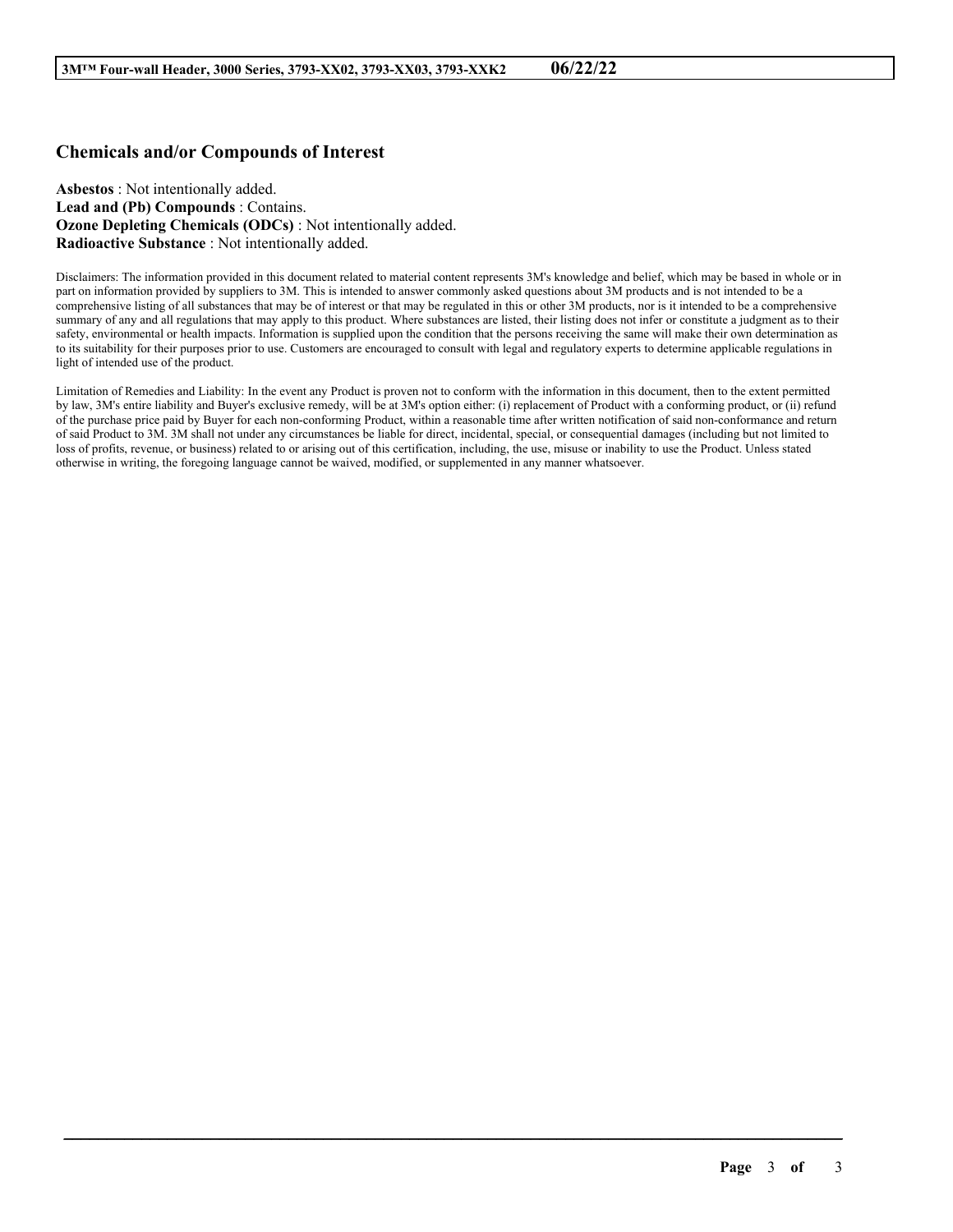## Chemicals and/or Compounds of Interest

**Asbestos** : Not intentionally added.
**Lead and (Pb) Compounds** : Contains.
**Ozone Depleting Chemicals (ODCs)** : Not intentionally added.
**Radioactive Substance** : Not intentionally added.

Disclaimers: The information provided in this document related to material content represents 3M's knowledge and belief, which may be based in whole or in part on information provided by suppliers to 3M. This is intended to answer commonly asked questions about 3M products and is not intended to be a comprehensive listing of all substances that may be of interest or that may be regulated in this or other 3M products, nor is it intended to be a comprehensive summary of any and all regulations that may apply to this product. Where substances are listed, their listing does not infer or constitute a judgment as to their safety, environmental or health impacts. Information is supplied upon the condition that the persons receiving the same will make their own determination as to its suitability for their purposes prior to use. Customers are encouraged to consult with legal and regulatory experts to determine applicable regulations in light of intended use of the product.

Limitation of Remedies and Liability: In the event any Product is proven not to conform with the information in this document, then to the extent permitted by law, 3M's entire liability and Buyer's exclusive remedy, will be at 3M's option either: (i) replacement of Product with a conforming product, or (ii) refund of the purchase price paid by Buyer for each non-conforming Product, within a reasonable time after written notification of said non-conformance and return of said Product to 3M. 3M shall not under any circumstances be liable for direct, incidental, special, or consequential damages (including but not limited to loss of profits, revenue, or business) related to or arising out of this certification, including, the use, misuse or inability to use the Product. Unless stated otherwise in writing, the foregoing language cannot be waived, modified, or supplemented in any manner whatsoever.